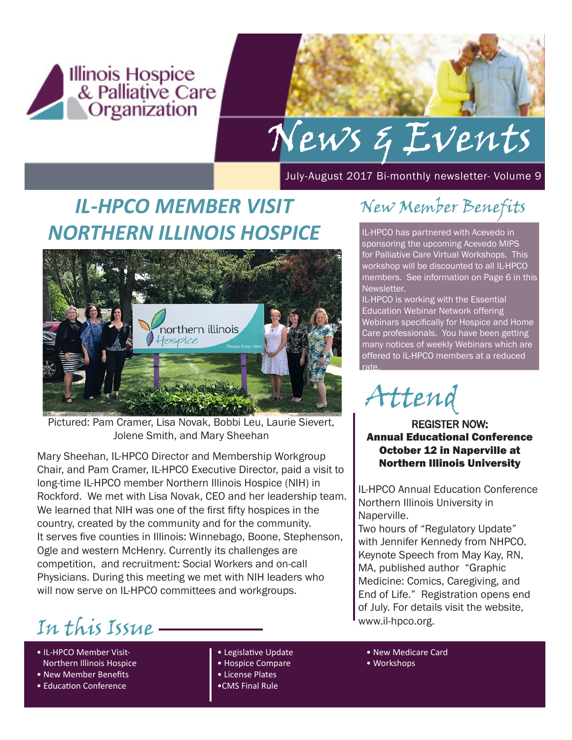Illinois Hospice & Palliative Care Organization

# News & Events

July-August 2017 Bi-monthly newsletter- Volume 9

## *IL-HPCO MEMBER VISIT NORTHERN ILLINOIS HOSPICE*

Pictured: Pam Cramer, Lisa Novak, Bobbi Leu, Laurie Sievert, Jolene Smith, and Mary Sheehan

Mary Sheehan, IL-HPCO Director and Membership Workgroup Chair, and Pam Cramer, IL-HPCO Executive Director, paid a visit to long-time IL-HPCO member Northern Illinois Hospice (NIH) in Rockford. We met with Lisa Novak, CEO and her leadership team. We learned that NIH was one of the first fifty hospices in the country, created by the community and for the community. It serves five counties in Illinois: Winnebago, Boone, Stephenson, Ogle and western McHenry. Currently its challenges are competition, and recruitment: Social Workers and on-call Physicians. During this meeting we met with NIH leaders who will now serve on IL-HPCO committees and workgroups.

## New Member Benefits

IL-HPCO has partnered with Acevedo in sponsoring the upcoming Acevedo MIPS for Palliative Care Virtual Workshops. This workshop will be discounted to all IL-HPCO members. See information on Page 6 in this Newsletter.

IL-HPCO is working with the Essential Education Webinar Network offering Webinars specifically for Hospice and Home Care professionals. You have been getting many notices of weekly Webinars which are offered to IL-HPCO members at a reduced rate.

## Attend

**REGISTER NOW:**
**Annual Educational Conference October 12 in Naperville at Northern Illinois University**

IL-HPCO Annual Education Conference Northern Illinois University in Naperville.

Two hours of "Regulatory Update" with Jennifer Kennedy from NHPCO. Keynote Speech from May Kay, RN, MA, published author "Graphic Medicine: Comics, Caregiving, and End of Life." Registration opens end of July. For details visit the website, www.il-hpco.org.

## In this Issue

- IL-HPCO Member Visit-Northern Illinois Hospice
- New Member Benefits
- Education Conference
- Legislative Update
- Hospice Compare
- License Plates
- CMS Final Rule
- New Medicare Card
- Workshops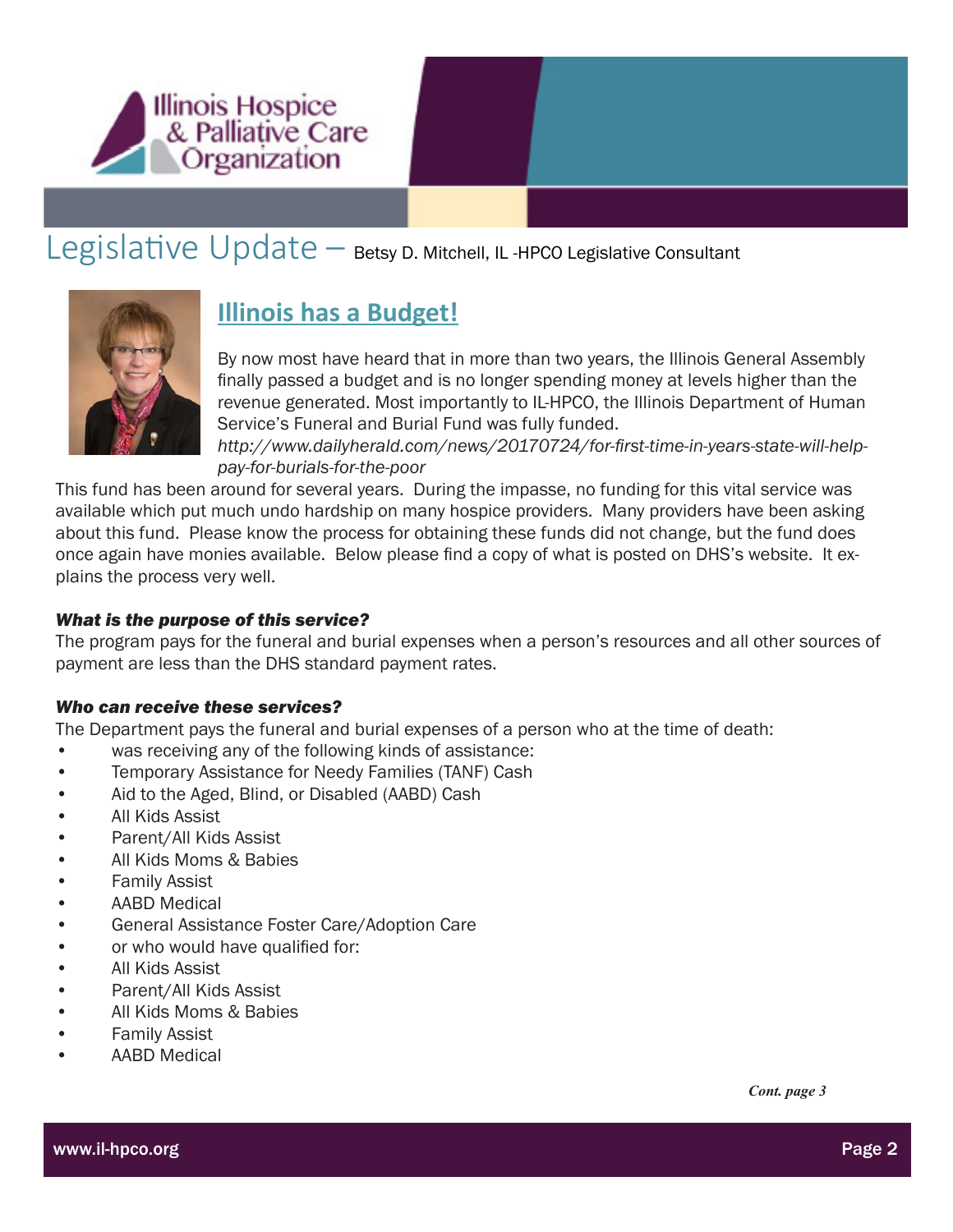## Legislative Update – Betsy D. Mitchell, IL -HPCO Legislative Consultant

### Illinois has a Budget!

By now most have heard that in more than two years, the Illinois General Assembly finally passed a budget and is no longer spending money at levels higher than the revenue generated. Most importantly to IL-HPCO, the Illinois Department of Human Service's Funeral and Burial Fund was fully funded.
*http://www.dailyherald.com/news/20170724/for-first-time-in-years-state-will-help-pay-for-burials-for-the-poor*

This fund has been around for several years. During the impasse, no funding for this vital service was available which put much undo hardship on many hospice providers. Many providers have been asking about this fund. Please know the process for obtaining these funds did not change, but the fund does once again have monies available. Below please find a copy of what is posted on DHS's website. It explains the process very well.

***What is the purpose of this service?***

The program pays for the funeral and burial expenses when a person's resources and all other sources of payment are less than the DHS standard payment rates.

***Who can receive these services?***

The Department pays the funeral and burial expenses of a person who at the time of death:

- was receiving any of the following kinds of assistance:
- Temporary Assistance for Needy Families (TANF) Cash
- Aid to the Aged, Blind, or Disabled (AABD) Cash
- All Kids Assist
- Parent/All Kids Assist
- All Kids Moms & Babies
- Family Assist
- AABD Medical
- General Assistance Foster Care/Adoption Care
- or who would have qualified for:
- All Kids Assist
- Parent/All Kids Assist
- All Kids Moms & Babies
- Family Assist
- AABD Medical

*Cont. page 3*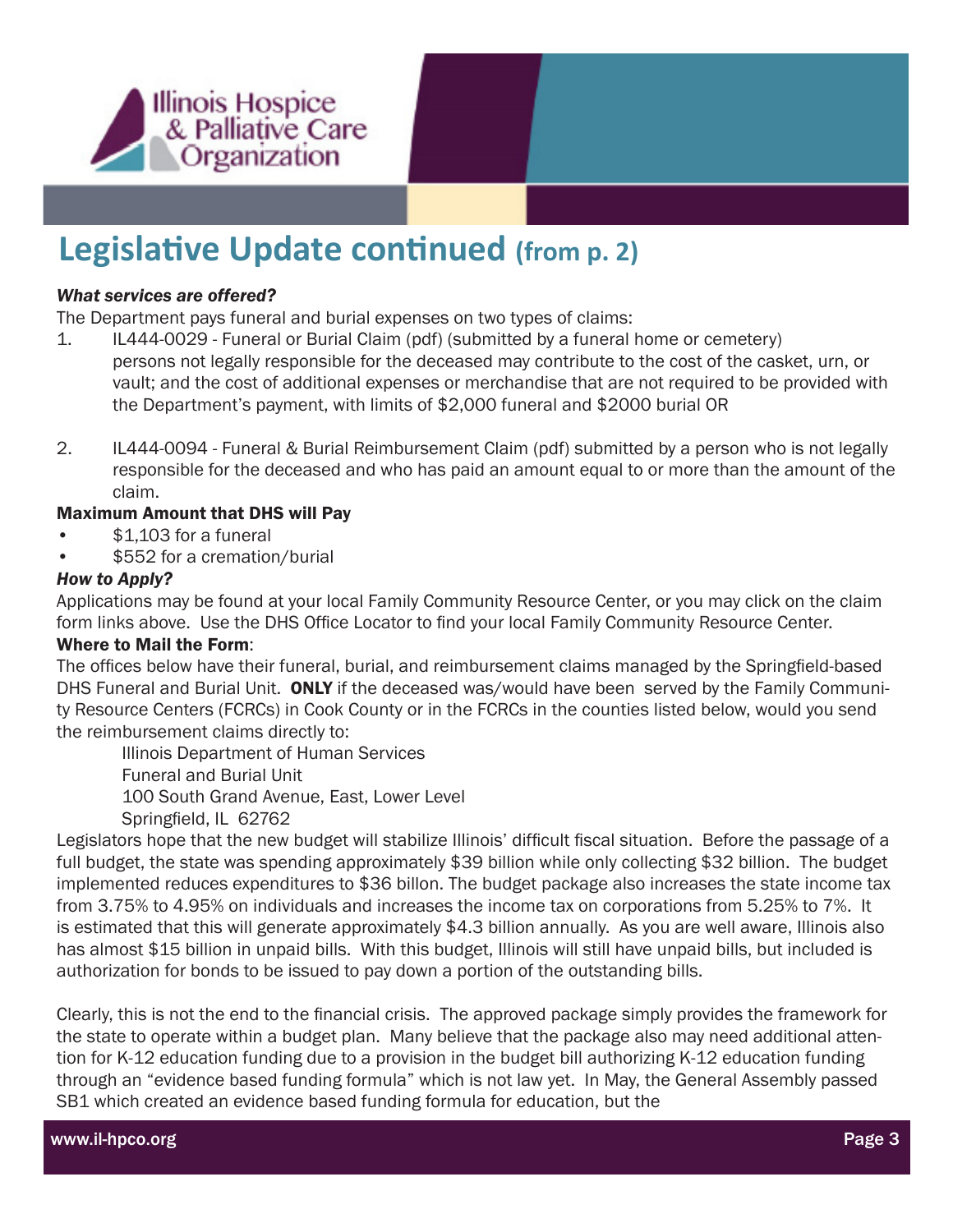## Legislative Update continued (from p. 2)

***What services are offered?***

The Department pays funeral and burial expenses on two types of claims:

1. IL444-0029 - Funeral or Burial Claim (pdf) (submitted by a funeral home or cemetery) persons not legally responsible for the deceased may contribute to the cost of the casket, urn, or vault; and the cost of additional expenses or merchandise that are not required to be provided with the Department's payment, with limits of $2,000 funeral and $2000 burial OR

2. IL444-0094 - Funeral & Burial Reimbursement Claim (pdf) submitted by a person who is not legally responsible for the deceased and who has paid an amount equal to or more than the amount of the claim.

**Maximum Amount that DHS will Pay**

- $1,103 for a funeral
- $552 for a cremation/burial

***How to Apply?***

Applications may be found at your local Family Community Resource Center, or you may click on the claim form links above. Use the DHS Office Locator to find your local Family Community Resource Center.

**Where to Mail the Form**:

The offices below have their funeral, burial, and reimbursement claims managed by the Springfield-based DHS Funeral and Burial Unit. **ONLY** if the deceased was/would have been served by the Family Community Resource Centers (FCRCs) in Cook County or in the FCRCs in the counties listed below, would you send the reimbursement claims directly to:

Illinois Department of Human Services
Funeral and Burial Unit
100 South Grand Avenue, East, Lower Level
Springfield, IL 62762

Legislators hope that the new budget will stabilize Illinois' difficult fiscal situation. Before the passage of a full budget, the state was spending approximately $39 billion while only collecting $32 billion. The budget implemented reduces expenditures to $36 billon. The budget package also increases the state income tax from 3.75% to 4.95% on individuals and increases the income tax on corporations from 5.25% to 7%. It is estimated that this will generate approximately $4.3 billion annually. As you are well aware, Illinois also has almost $15 billion in unpaid bills. With this budget, Illinois will still have unpaid bills, but included is authorization for bonds to be issued to pay down a portion of the outstanding bills.

Clearly, this is not the end to the financial crisis. The approved package simply provides the framework for the state to operate within a budget plan. Many believe that the package also may need additional attention for K-12 education funding due to a provision in the budget bill authorizing K-12 education funding through an "evidence based funding formula" which is not law yet. In May, the General Assembly passed SB1 which created an evidence based funding formula for education, but the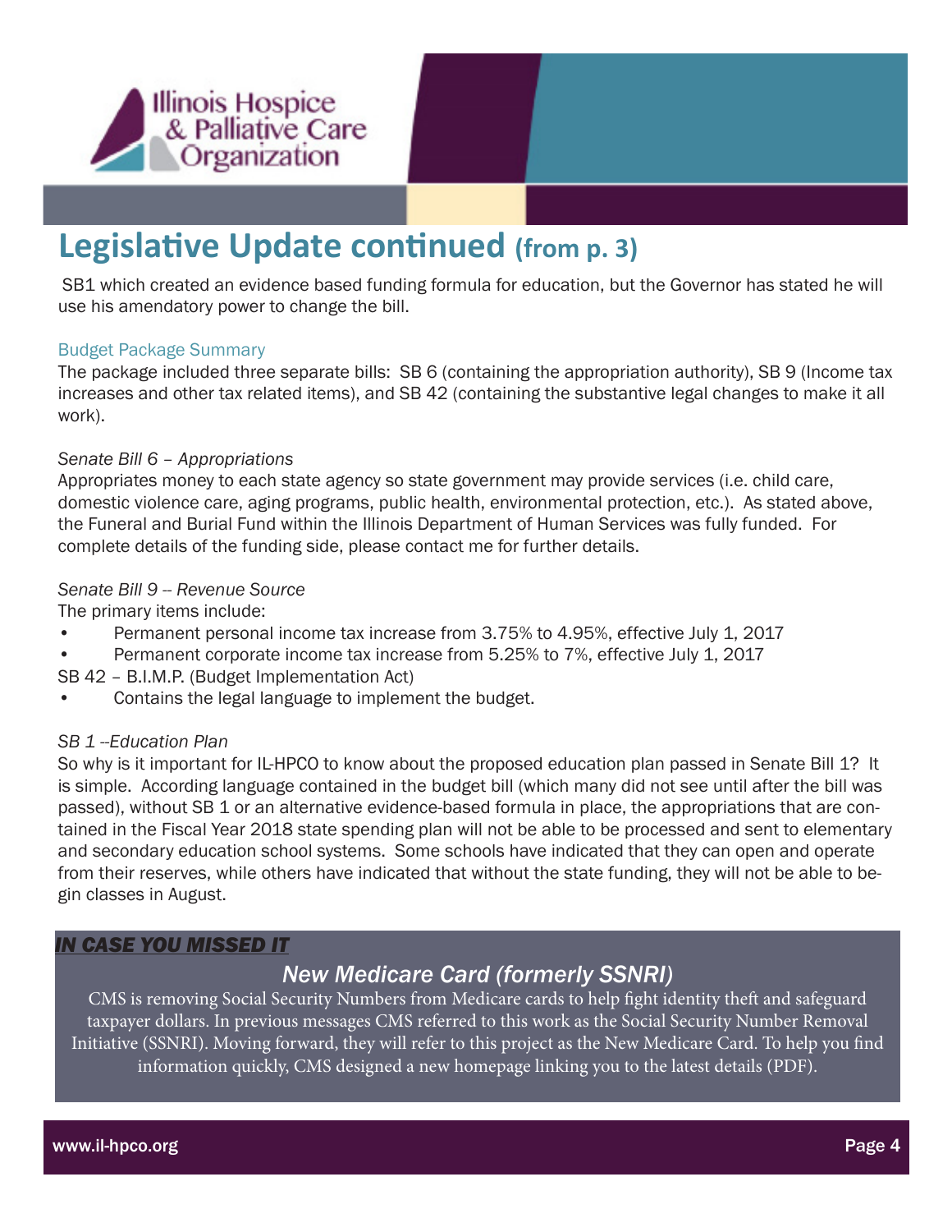# Legislative Update continued (from p. 3)

SB1 which created an evidence based funding formula for education, but the Governor has stated he will use his amendatory power to change the bill.

### Budget Package Summary

The package included three separate bills: SB 6 (containing the appropriation authority), SB 9 (Income tax increases and other tax related items), and SB 42 (containing the substantive legal changes to make it all work).

*Senate Bill 6 – Appropriations*

Appropriates money to each state agency so state government may provide services (i.e. child care, domestic violence care, aging programs, public health, environmental protection, etc.). As stated above, the Funeral and Burial Fund within the Illinois Department of Human Services was fully funded. For complete details of the funding side, please contact me for further details.

*Senate Bill 9 -- Revenue Source*

The primary items include:

- Permanent personal income tax increase from 3.75% to 4.95%, effective July 1, 2017
- Permanent corporate income tax increase from 5.25% to 7%, effective July 1, 2017

SB 42 – B.I.M.P. (Budget Implementation Act)

- Contains the legal language to implement the budget.

*SB 1 --Education Plan*

So why is it important for IL-HPCO to know about the proposed education plan passed in Senate Bill 1? It is simple. According language contained in the budget bill (which many did not see until after the bill was passed), without SB 1 or an alternative evidence-based formula in place, the appropriations that are contained in the Fiscal Year 2018 state spending plan will not be able to be processed and sent to elementary and secondary education school systems. Some schools have indicated that they can open and operate from their reserves, while others have indicated that without the state funding, they will not be able to begin classes in August.

***IN CASE YOU MISSED IT***

## *New Medicare Card (formerly SSNRI)*

CMS is removing Social Security Numbers from Medicare cards to help fight identity theft and safeguard taxpayer dollars. In previous messages CMS referred to this work as the Social Security Number Removal Initiative (SSNRI). Moving forward, they will refer to this project as the New Medicare Card. To help you find information quickly, CMS designed a new homepage linking you to the latest details (PDF).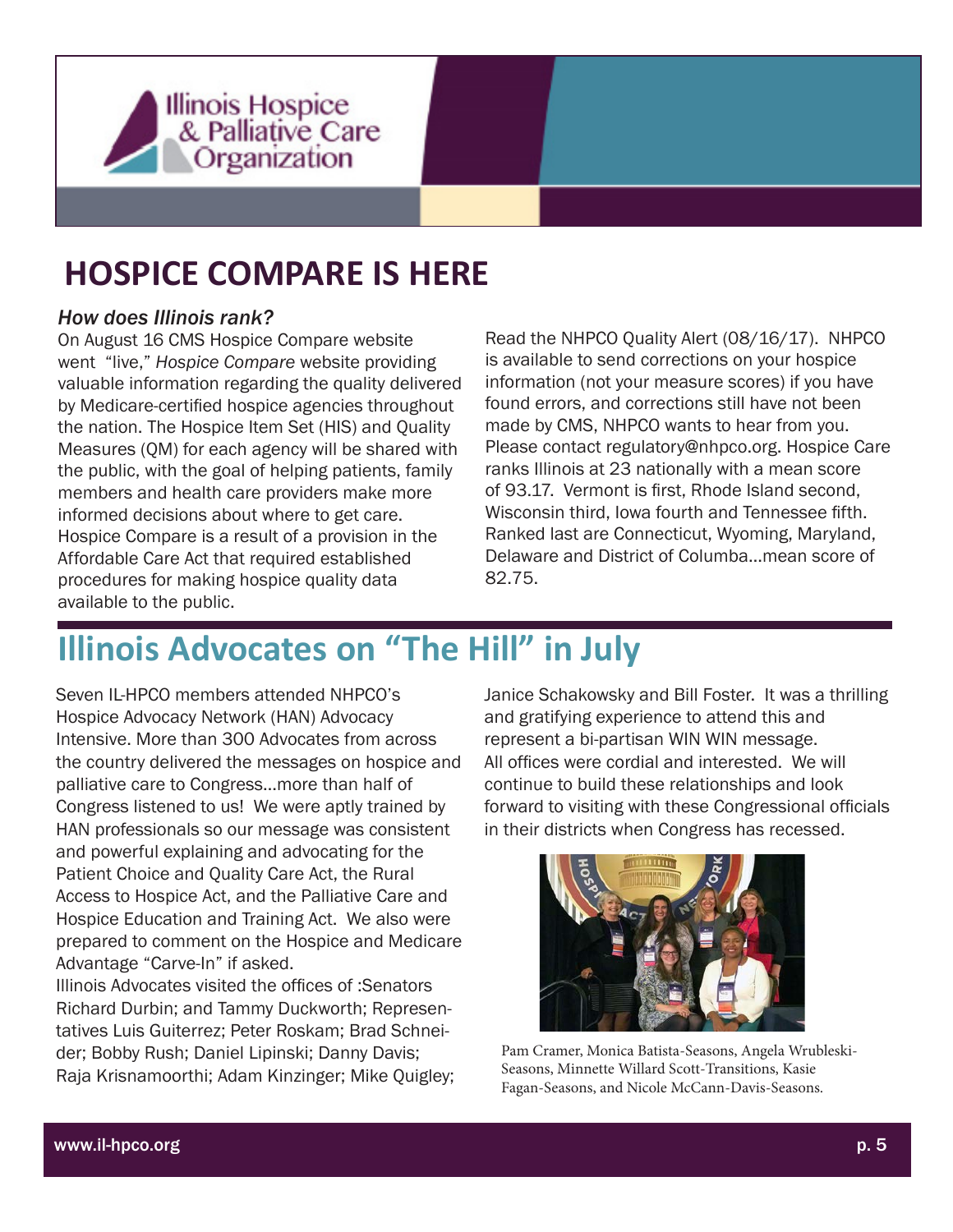# HOSPICE COMPARE IS HERE

*How does Illinois rank?*

On August 16 CMS Hospice Compare website went "live," *Hospice Compare* website providing valuable information regarding the quality delivered by Medicare-certified hospice agencies throughout the nation. The Hospice Item Set (HIS) and Quality Measures (QM) for each agency will be shared with the public, with the goal of helping patients, family members and health care providers make more informed decisions about where to get care. Hospice Compare is a result of a provision in the Affordable Care Act that required established procedures for making hospice quality data available to the public.

Read the NHPCO Quality Alert (08/16/17). NHPCO is available to send corrections on your hospice information (not your measure scores) if you have found errors, and corrections still have not been made by CMS, NHPCO wants to hear from you. Please contact regulatory@nhpco.org. Hospice Care ranks Illinois at 23 nationally with a mean score of 93.17. Vermont is first, Rhode Island second, Wisconsin third, Iowa fourth and Tennessee fifth. Ranked last are Connecticut, Wyoming, Maryland, Delaware and District of Columba…mean score of 82.75.

# Illinois Advocates on "The Hill" in July

Seven IL-HPCO members attended NHPCO's Hospice Advocacy Network (HAN) Advocacy Intensive. More than 300 Advocates from across the country delivered the messages on hospice and palliative care to Congress…more than half of Congress listened to us! We were aptly trained by HAN professionals so our message was consistent and powerful explaining and advocating for the Patient Choice and Quality Care Act, the Rural Access to Hospice Act, and the Palliative Care and Hospice Education and Training Act. We also were prepared to comment on the Hospice and Medicare Advantage "Carve-In" if asked.

Illinois Advocates visited the offices of :Senators Richard Durbin; and Tammy Duckworth; Representatives Luis Guiterrez; Peter Roskam; Brad Schneider; Bobby Rush; Daniel Lipinski; Danny Davis; Raja Krisnamoorthi; Adam Kinzinger; Mike Quigley; Janice Schakowsky and Bill Foster. It was a thrilling and gratifying experience to attend this and represent a bi-partisan WIN WIN message. All offices were cordial and interested. We will continue to build these relationships and look forward to visiting with these Congressional officials in their districts when Congress has recessed.

Pam Cramer, Monica Batista-Seasons, Angela Wrubleski-Seasons, Minnette Willard Scott-Transitions, Kasie Fagan-Seasons, and Nicole McCann-Davis-Seasons.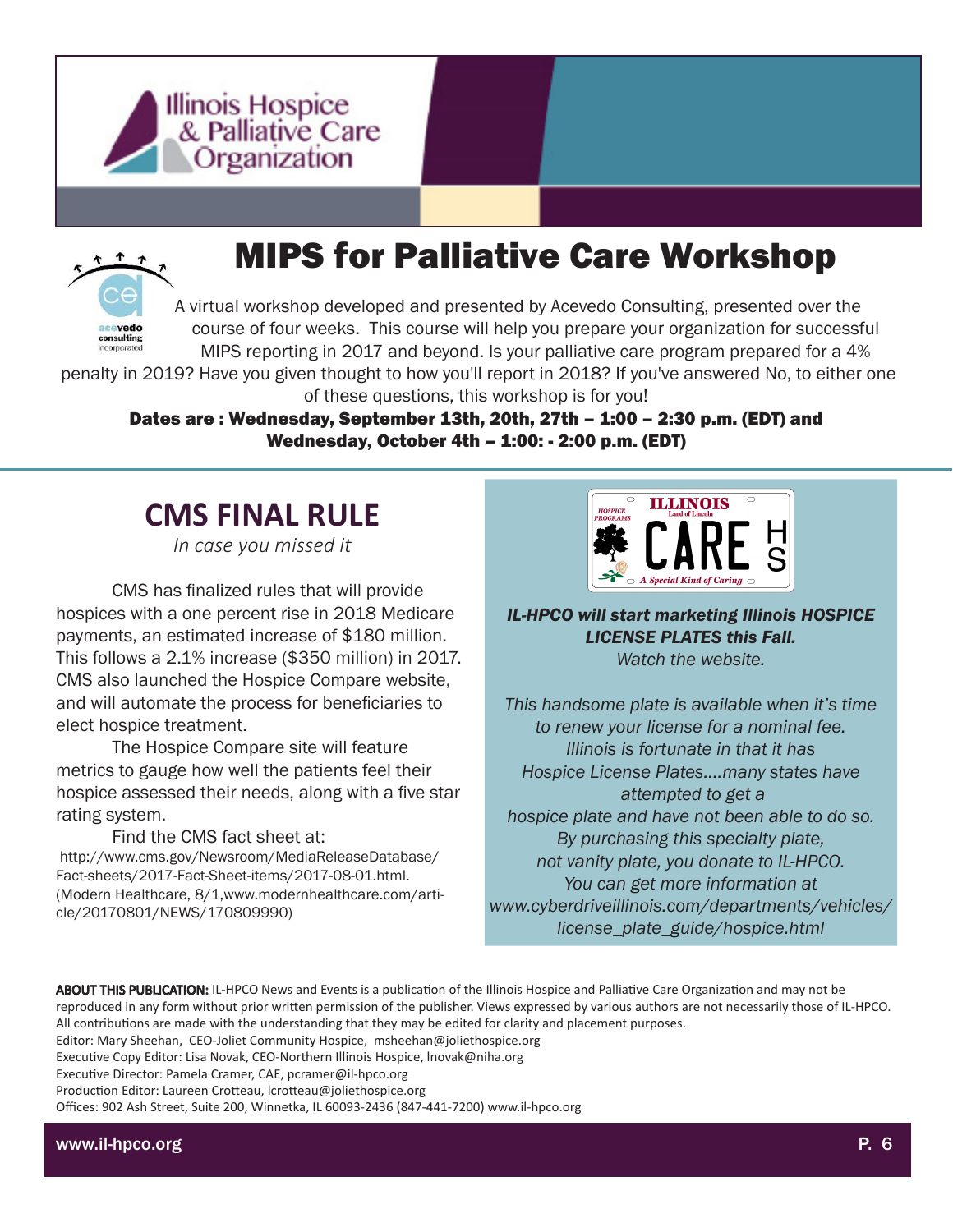# MIPS for Palliative Care Workshop

A virtual workshop developed and presented by Acevedo Consulting, presented over the course of four weeks. This course will help you prepare your organization for successful MIPS reporting in 2017 and beyond. Is your palliative care program prepared for a 4% penalty in 2019? Have you given thought to how you'll report in 2018? If you've answered No, to either one of these questions, this workshop is for you!

**Dates are : Wednesday, September 13th, 20th, 27th – 1:00 – 2:30 p.m. (EDT) and Wednesday, October 4th – 1:00: - 2:00 p.m. (EDT)**

## CMS FINAL RULE

*In case you missed it*

CMS has finalized rules that will provide hospices with a one percent rise in 2018 Medicare payments, an estimated increase of $180 million. This follows a 2.1% increase ($350 million) in 2017. CMS also launched the Hospice Compare website, and will automate the process for beneficiaries to elect hospice treatment.

The Hospice Compare site will feature metrics to gauge how well the patients feel their hospice assessed their needs, along with a five star rating system.

Find the CMS fact sheet at:
http://www.cms.gov/Newsroom/MediaReleaseDatabase/Fact-sheets/2017-Fact-Sheet-items/2017-08-01.html. (Modern Healthcare, 8/1,www.modernhealthcare.com/article/20170801/NEWS/170809990)

***IL-HPCO will start marketing Illinois HOSPICE LICENSE PLATES this Fall.***
*Watch the website.*

*This handsome plate is available when it's time to renew your license for a nominal fee. Illinois is fortunate in that it has Hospice License Plates....many states have attempted to get a hospice plate and have not been able to do so. By purchasing this specialty plate, not vanity plate, you donate to IL-HPCO. You can get more information at www.cyberdriveillinois.com/departments/vehicles/license_plate_guide/hospice.html*

**ABOUT THIS PUBLICATION:** IL-HPCO News and Events is a publication of the Illinois Hospice and Palliative Care Organization and may not be reproduced in any form without prior written permission of the publisher. Views expressed by various authors are not necessarily those of IL-HPCO. All contributions are made with the understanding that they may be edited for clarity and placement purposes.
Editor: Mary Sheehan, CEO-Joliet Community Hospice, msheehan@joliethospice.org
Executive Copy Editor: Lisa Novak, CEO-Northern Illinois Hospice, lnovak@niha.org
Executive Director: Pamela Cramer, CAE, pcramer@il-hpco.org
Production Editor: Laureen Crotteau, lcrotteau@joliethospice.org
Offices: 902 Ash Street, Suite 200, Winnetka, IL 60093-2436 (847-441-7200) www.il-hpco.org